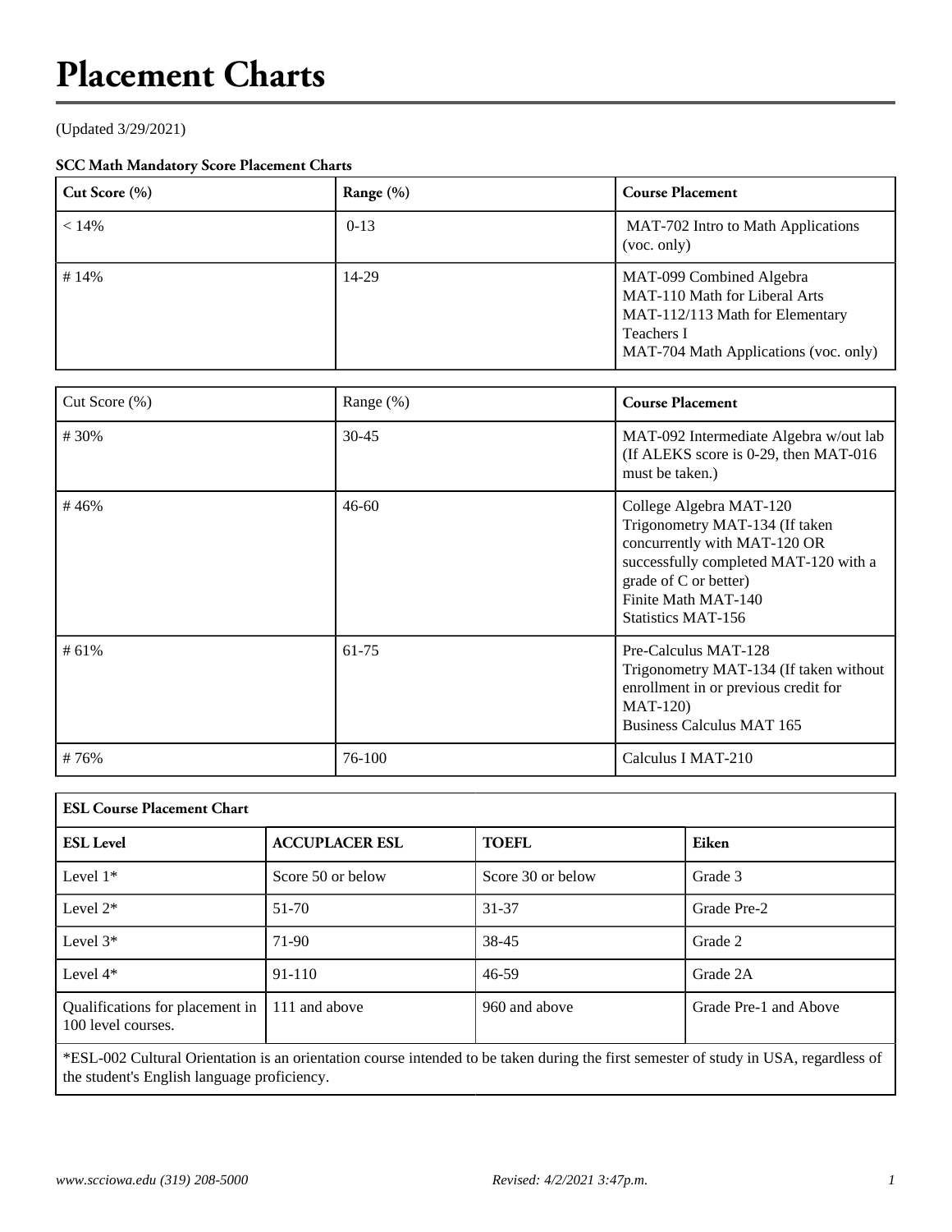# Placement Charts

(Updated 3/29/2021)

**SCC Math Mandatory Score Placement Charts**

| Cut Score (%) | Range (%) | Course Placement |
|---|---|---|
| < 14% | 0-13 | MAT-702 Intro to Math Applications (voc. only) |
| # 14% | 14-29 | MAT-099 Combined Algebra<br>MAT-110 Math for Liberal Arts<br>MAT-112/113 Math for Elementary Teachers I<br>MAT-704 Math Applications (voc. only) |

| Cut Score (%) | Range (%) | Course Placement |
|---|---|---|
| # 30% | 30-45 | MAT-092 Intermediate Algebra w/out lab (If ALEKS score is 0-29, then MAT-016 must be taken.) |
| # 46% | 46-60 | College Algebra MAT-120<br>Trigonometry MAT-134 (If taken concurrently with MAT-120 OR successfully completed MAT-120 with a grade of C or better)<br>Finite Math MAT-140<br>Statistics MAT-156 |
| # 61% | 61-75 | Pre-Calculus MAT-128<br>Trigonometry MAT-134 (If taken without enrollment in or previous credit for MAT-120)<br>Business Calculus MAT 165 |
| # 76% | 76-100 | Calculus I MAT-210 |

**ESL Course Placement Chart**

| ESL Level | ACCUPLACER ESL | TOEFL | Eiken |
|---|---|---|---|
| Level 1* | Score 50 or below | Score 30 or below | Grade 3 |
| Level 2* | 51-70 | 31-37 | Grade Pre-2 |
| Level 3* | 71-90 | 38-45 | Grade 2 |
| Level 4* | 91-110 | 46-59 | Grade 2A |
| Qualifications for placement in 100 level courses. | 111 and above | 960 and above | Grade Pre-1 and Above |

*ESL-002 Cultural Orientation is an orientation course intended to be taken during the first semester of study in USA, regardless of the student's English language proficiency.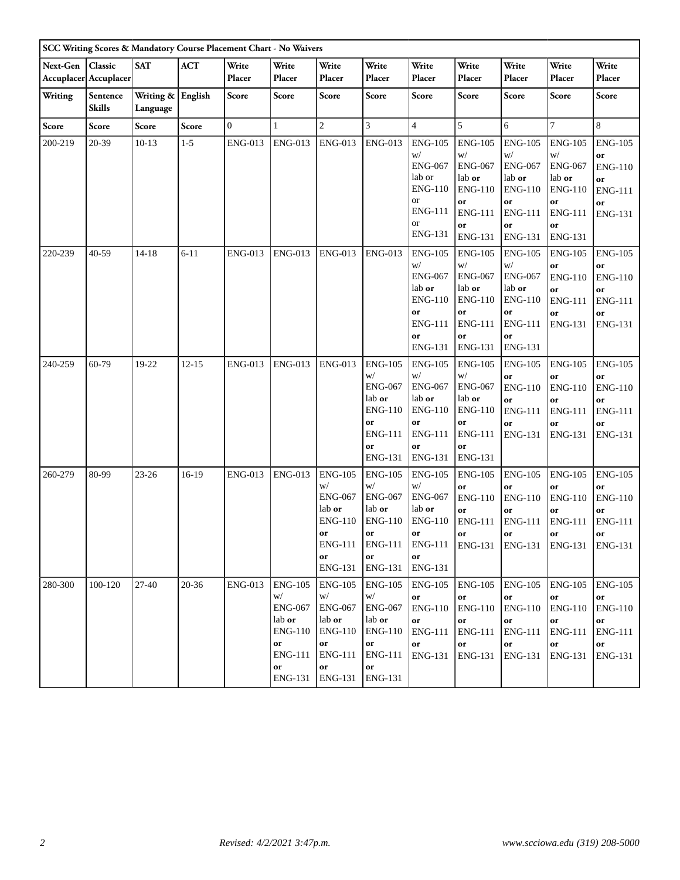| SCC Writing Scores & Mandatory Course Placement Chart - No Waivers | | | | | | | | | | | | |
|---|---|---|---|---|---|---|---|---|---|---|---|---|
| Next-Gen Accuplacer | Classic Accuplacer | SAT | ACT | Write Placer | Write Placer | Write Placer | Write Placer | Write Placer | Write Placer | Write Placer | Write Placer | Write Placer |
| Writing | Sentence Skills | Writing & Language | English | Score | Score | Score | Score | Score | Score | Score | Score | Score |
| Score | Score | Score | Score | 0 | 1 | 2 | 3 | 4 | 5 | 6 | 7 | 8 |
| 200-219 | 20-39 | 10-13 | 1-5 | ENG-013 | ENG-013 | ENG-013 | ENG-013 | ENG-105 w/ ENG-067 lab or ENG-110 or ENG-111 or ENG-131 | ENG-105 w/ ENG-067 lab **or** ENG-110 **or** ENG-111 **or** ENG-131 | ENG-105 w/ ENG-067 lab **or** ENG-110 **or** ENG-111 **or** ENG-131 | ENG-105 w/ ENG-067 lab **or** ENG-110 **or** ENG-111 **or** ENG-131 | ENG-105 **or** ENG-110 **or** ENG-111 **or** ENG-131 |
| 220-239 | 40-59 | 14-18 | 6-11 | ENG-013 | ENG-013 | ENG-013 | ENG-013 | ENG-105 w/ ENG-067 lab **or** ENG-110 **or** ENG-111 **or** ENG-131 | ENG-105 w/ ENG-067 lab **or** ENG-110 **or** ENG-111 **or** ENG-131 | ENG-105 w/ ENG-067 lab **or** ENG-110 **or** ENG-111 **or** ENG-131 | ENG-105 **or** ENG-110 **or** ENG-111 **or** ENG-131 | ENG-105 **or** ENG-110 **or** ENG-111 **or** ENG-131 |
| 240-259 | 60-79 | 19-22 | 12-15 | ENG-013 | ENG-013 | ENG-013 | ENG-105 w/ ENG-067 lab **or** ENG-110 **or** ENG-111 **or** ENG-131 | ENG-105 w/ ENG-067 lab **or** ENG-110 **or** ENG-111 **or** ENG-131 | ENG-105 w/ ENG-067 lab **or** ENG-110 **or** ENG-111 **or** ENG-131 | ENG-105 **or** ENG-110 **or** ENG-111 **or** ENG-131 | ENG-105 **or** ENG-110 **or** ENG-111 **or** ENG-131 | ENG-105 **or** ENG-110 **or** ENG-111 **or** ENG-131 |
| 260-279 | 80-99 | 23-26 | 16-19 | ENG-013 | ENG-013 | ENG-105 w/ ENG-067 lab **or** ENG-110 **or** ENG-111 **or** ENG-131 | ENG-105 w/ ENG-067 lab **or** ENG-110 **or** ENG-111 **or** ENG-131 | ENG-105 w/ ENG-067 lab **or** ENG-110 **or** ENG-111 **or** ENG-131 | ENG-105 **or** ENG-110 **or** ENG-111 **or** ENG-131 | ENG-105 **or** ENG-110 **or** ENG-111 **or** ENG-131 | ENG-105 **or** ENG-110 **or** ENG-111 **or** ENG-131 | ENG-105 **or** ENG-110 **or** ENG-111 **or** ENG-131 |
| 280-300 | 100-120 | 27-40 | 20-36 | ENG-013 | ENG-105 w/ ENG-067 lab **or** ENG-110 **or** ENG-111 **or** ENG-131 | ENG-105 w/ ENG-067 lab **or** ENG-110 **or** ENG-111 **or** ENG-131 | ENG-105 w/ ENG-067 lab **or** ENG-110 **or** ENG-111 **or** ENG-131 | ENG-105 **or** ENG-110 **or** ENG-111 **or** ENG-131 | ENG-105 **or** ENG-110 **or** ENG-111 **or** ENG-131 | ENG-105 **or** ENG-110 **or** ENG-111 **or** ENG-131 | ENG-105 **or** ENG-110 **or** ENG-111 **or** ENG-131 | ENG-105 **or** ENG-110 **or** ENG-111 **or** ENG-131 |

*Revised: 4/2/2021 3:47p.m.*

*www.scciowa.edu (319) 208-5000*